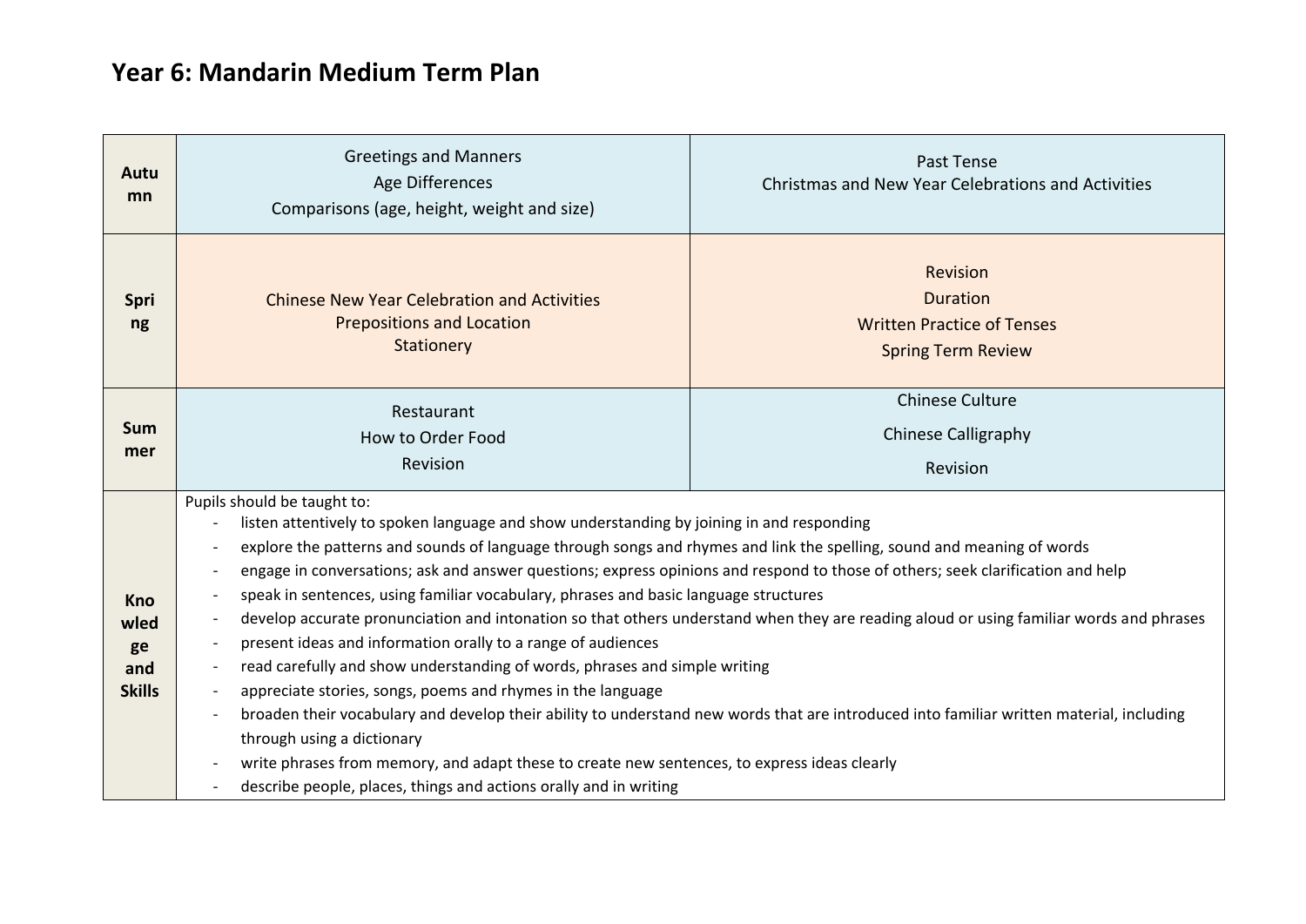# Year 6: Mandarin Medium Term Plan

| | | |
|---|---|---|
| **Autumn** | Greetings and Manners<br>Age Differences<br>Comparisons (age, height, weight and size) | Past Tense<br>Christmas and New Year Celebrations and Activities |
| **Spring** | Chinese New Year Celebration and Activities<br>Prepositions and Location<br>Stationery | Revision<br>Duration<br>Written Practice of Tenses<br>Spring Term Review |
| **Summer** | Restaurant<br>How to Order Food<br>Revision | Chinese Culture<br>Chinese Calligraphy<br>Revision |
| **Knowledge and Skills** | Pupils should be taught to:<br>- listen attentively to spoken language and show understanding by joining in and responding<br>- explore the patterns and sounds of language through songs and rhymes and link the spelling, sound and meaning of words<br>- engage in conversations; ask and answer questions; express opinions and respond to those of others; seek clarification and help<br>- speak in sentences, using familiar vocabulary, phrases and basic language structures<br>- develop accurate pronunciation and intonation so that others understand when they are reading aloud or using familiar words and phrases<br>- present ideas and information orally to a range of audiences<br>- read carefully and show understanding of words, phrases and simple writing<br>- appreciate stories, songs, poems and rhymes in the language<br>- broaden their vocabulary and develop their ability to understand new words that are introduced into familiar written material, including through using a dictionary<br>- write phrases from memory, and adapt these to create new sentences, to express ideas clearly<br>- describe people, places, things and actions orally and in writing | |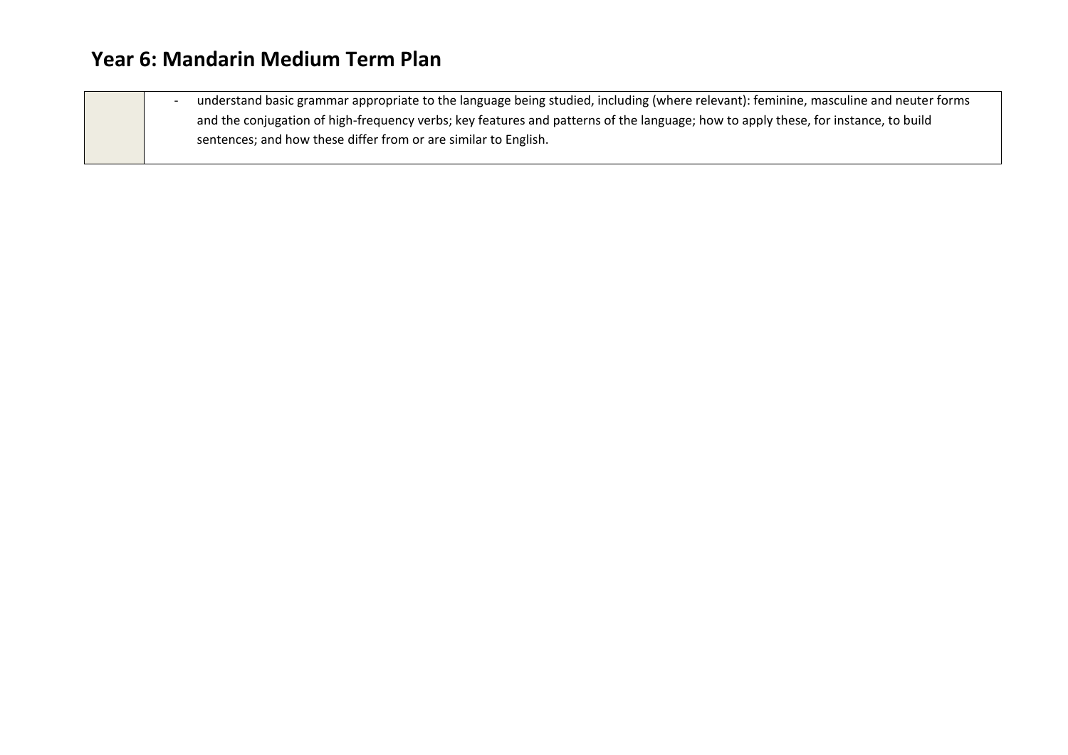# Year 6: Mandarin Medium Term Plan

| | |
|---|---|
| | - understand basic grammar appropriate to the language being studied, including (where relevant): feminine, masculine and neuter forms and the conjugation of high-frequency verbs; key features and patterns of the language; how to apply these, for instance, to build sentences; and how these differ from or are similar to English. |